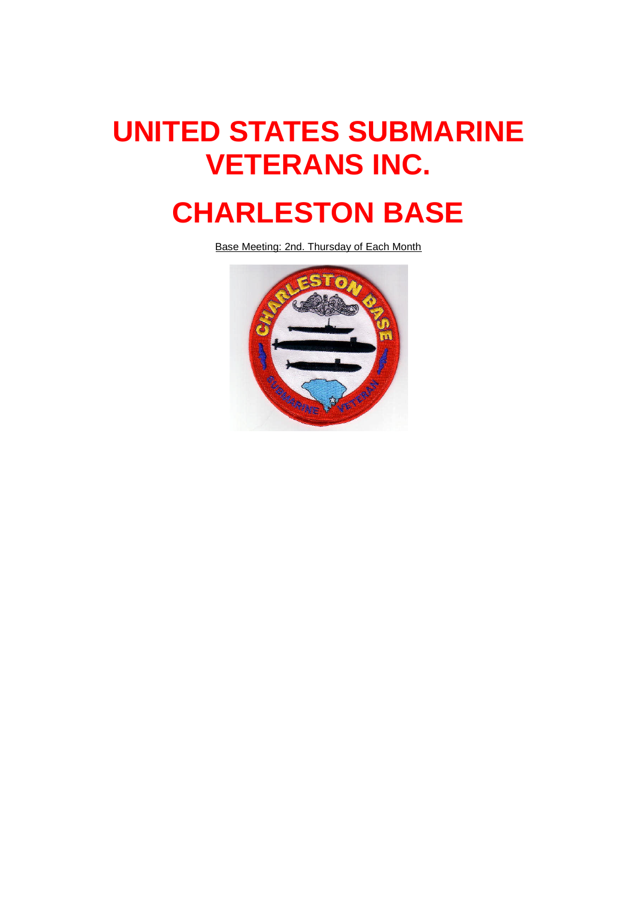# UNITED STATES SUBMARINE VETERANS INC.

# CHARLESTON BASE

Base Meeting: 2nd. Thursday of Each Month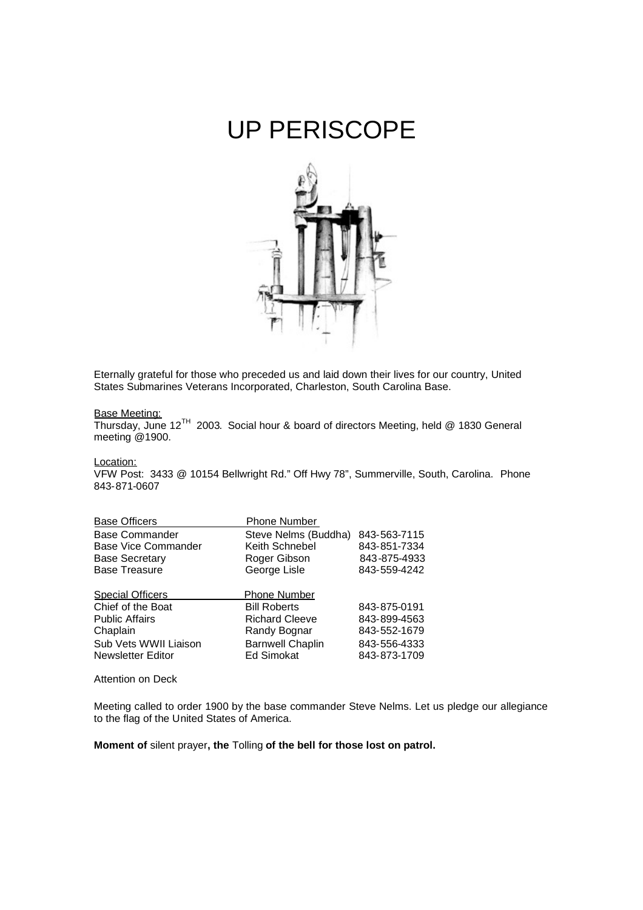# UP PERISCOPE

Eternally grateful for those who preceded us and laid down their lives for our country, United States Submarines Veterans Incorporated, Charleston, South Carolina Base.

Base Meeting:
Thursday, June 12TH 2003. Social hour & board of directors Meeting, held @ 1830 General meeting @1900.

Location:
VFW Post: 3433 @ 10154 Bellwright Rd." Off Hwy 78", Summerville, South, Carolina. Phone 843-871-0607

| Base Officers | Phone Number | |
|---|---|---|
| Base Commander | Steve Nelms (Buddha) | 843-563-7115 |
| Base Vice Commander | Keith Schnebel | 843-851-7334 |
| Base Secretary | Roger Gibson | 843-875-4933 |
| Base Treasure | George Lisle | 843-559-4242 |

| Special Officers | Phone Number | |
|---|---|---|
| Chief of the Boat | Bill Roberts | 843-875-0191 |
| Public Affairs | Richard Cleeve | 843-899-4563 |
| Chaplain | Randy Bognar | 843-552-1679 |
| Sub Vets WWII Liaison | Barnwell Chaplin | 843-556-4333 |
| Newsletter Editor | Ed Simokat | 843-873-1709 |

Attention on Deck

Meeting called to order 1900 by the base commander Steve Nelms. Let us pledge our allegiance to the flag of the United States of America.

**Moment of** silent prayer**, the** Tolling **of the bell for those lost on patrol.**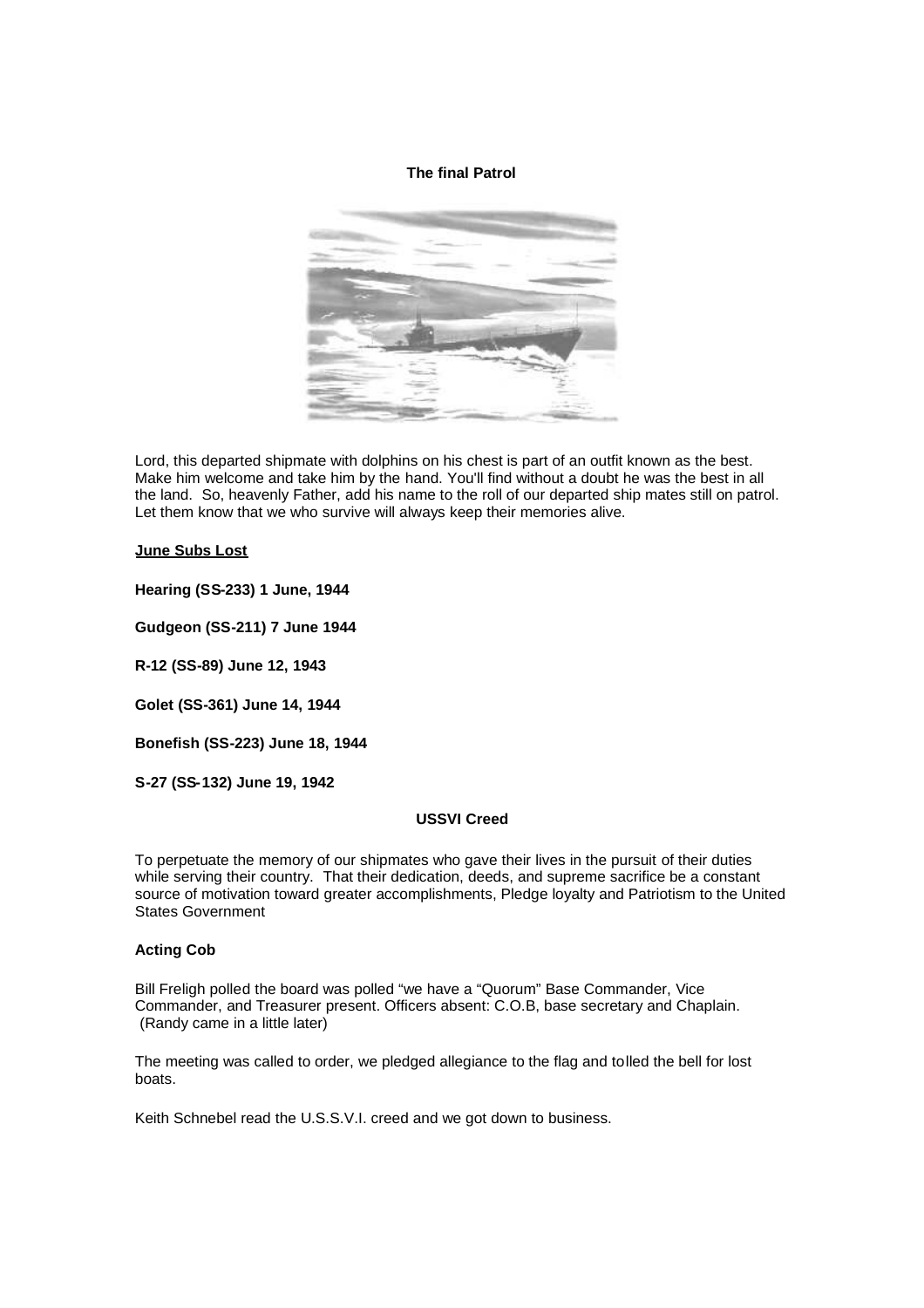**The final Patrol**

Lord, this departed shipmate with dolphins on his chest is part of an outfit known as the best. Make him welcome and take him by the hand. You'll find without a doubt he was the best in all the land. So, heavenly Father, add his name to the roll of our departed ship mates still on patrol. Let them know that we who survive will always keep their memories alive.

**June Subs Lost**

**Hearing (SS-233) 1 June, 1944**

**Gudgeon (SS-211) 7 June 1944**

**R-12 (SS-89) June 12, 1943**

**Golet (SS-361) June 14, 1944**

**Bonefish (SS-223) June 18, 1944**

**S-27 (SS-132) June 19, 1942**

**USSVI Creed**

To perpetuate the memory of our shipmates who gave their lives in the pursuit of their duties while serving their country. That their dedication, deeds, and supreme sacrifice be a constant source of motivation toward greater accomplishments, Pledge loyalty and Patriotism to the United States Government

**Acting Cob**

Bill Freligh polled the board was polled "we have a "Quorum" Base Commander, Vice Commander, and Treasurer present. Officers absent: C.O.B, base secretary and Chaplain. (Randy came in a little later)

The meeting was called to order, we pledged allegiance to the flag and tolled the bell for lost boats.

Keith Schnebel read the U.S.S.V.I. creed and we got down to business.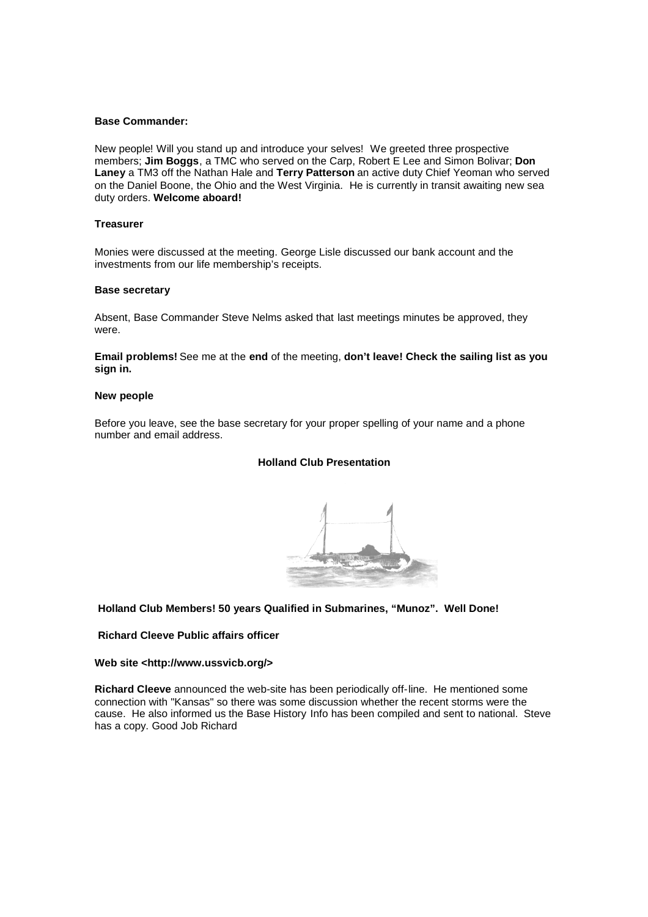**Base Commander:**

New people! Will you stand up and introduce your selves! We greeted three prospective members; **Jim Boggs**, a TMC who served on the Carp, Robert E Lee and Simon Bolivar; **Don Laney** a TM3 off the Nathan Hale and **Terry Patterson** an active duty Chief Yeoman who served on the Daniel Boone, the Ohio and the West Virginia. He is currently in transit awaiting new sea duty orders. **Welcome aboard!**

**Treasurer**

Monies were discussed at the meeting. George Lisle discussed our bank account and the investments from our life membership's receipts.

**Base secretary**

Absent, Base Commander Steve Nelms asked that last meetings minutes be approved, they were.

**Email problems!** See me at the **end** of the meeting, **don't leave! Check the sailing list as you sign in.**

**New people**

Before you leave, see the base secretary for your proper spelling of your name and a phone number and email address.

**Holland Club Presentation**

**Holland Club Members! 50 years Qualified in Submarines, "Munoz". Well Done!**

**Richard Cleeve Public affairs officer**

**Web site <http://www.ussvicb.org/>**

**Richard Cleeve** announced the web-site has been periodically off-line. He mentioned some connection with "Kansas" so there was some discussion whether the recent storms were the cause. He also informed us the Base History Info has been compiled and sent to national. Steve has a copy. Good Job Richard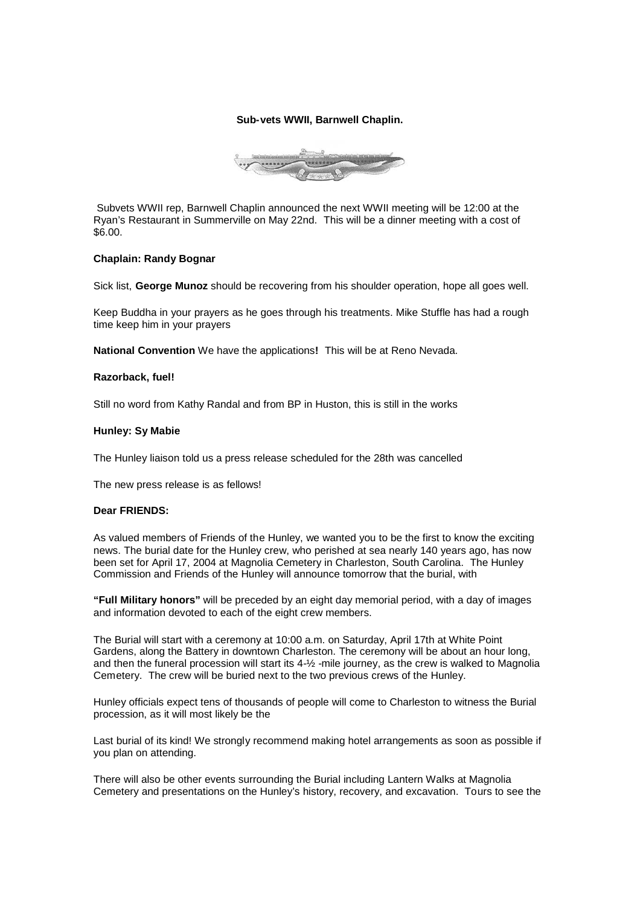**Sub-vets WWII, Barnwell Chaplin.**

Subvets WWII rep, Barnwell Chaplin announced the next WWII meeting will be 12:00 at the Ryan's Restaurant in Summerville on May 22nd. This will be a dinner meeting with a cost of $6.00.

**Chaplain: Randy Bognar**

Sick list, **George Munoz** should be recovering from his shoulder operation, hope all goes well.

Keep Buddha in your prayers as he goes through his treatments. Mike Stuffle has had a rough time keep him in your prayers

**National Convention** We have the applications**!** This will be at Reno Nevada.

**Razorback, fuel!**

Still no word from Kathy Randal and from BP in Huston, this is still in the works

**Hunley: Sy Mabie**

The Hunley liaison told us a press release scheduled for the 28th was cancelled

The new press release is as fellows!

**Dear FRIENDS:**

As valued members of Friends of the Hunley, we wanted you to be the first to know the exciting news. The burial date for the Hunley crew, who perished at sea nearly 140 years ago, has now been set for April 17, 2004 at Magnolia Cemetery in Charleston, South Carolina. The Hunley Commission and Friends of the Hunley will announce tomorrow that the burial, with

**"Full Military honors"** will be preceded by an eight day memorial period, with a day of images and information devoted to each of the eight crew members.

The Burial will start with a ceremony at 10:00 a.m. on Saturday, April 17th at White Point Gardens, along the Battery in downtown Charleston. The ceremony will be about an hour long, and then the funeral procession will start its 4-½ -mile journey, as the crew is walked to Magnolia Cemetery. The crew will be buried next to the two previous crews of the Hunley.

Hunley officials expect tens of thousands of people will come to Charleston to witness the Burial procession, as it will most likely be the

Last burial of its kind! We strongly recommend making hotel arrangements as soon as possible if you plan on attending.

There will also be other events surrounding the Burial including Lantern Walks at Magnolia Cemetery and presentations on the Hunley's history, recovery, and excavation. Tours to see the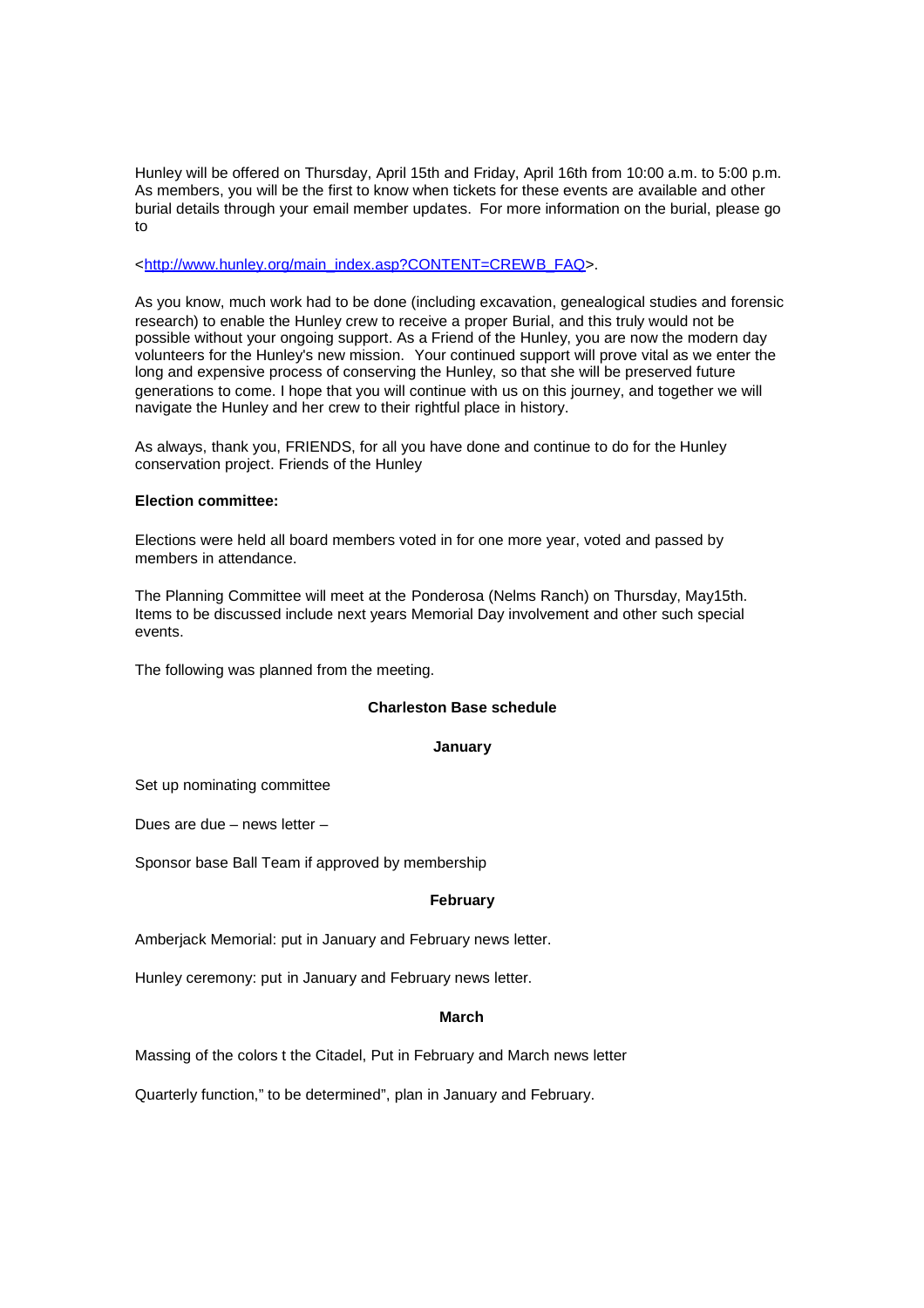Hunley will be offered on Thursday, April 15th and Friday, April 16th from 10:00 a.m. to 5:00 p.m. As members, you will be the first to know when tickets for these events are available and other burial details through your email member updates. For more information on the burial, please go to

<http://www.hunley.org/main_index.asp?CONTENT=CREWB_FAQ>.

As you know, much work had to be done (including excavation, genealogical studies and forensic research) to enable the Hunley crew to receive a proper Burial, and this truly would not be possible without your ongoing support. As a Friend of the Hunley, you are now the modern day volunteers for the Hunley's new mission. Your continued support will prove vital as we enter the long and expensive process of conserving the Hunley, so that she will be preserved future generations to come. I hope that you will continue with us on this journey, and together we will navigate the Hunley and her crew to their rightful place in history.

As always, thank you, FRIENDS, for all you have done and continue to do for the Hunley conservation project. Friends of the Hunley

**Election committee:**

Elections were held all board members voted in for one more year, voted and passed by members in attendance.

The Planning Committee will meet at the Ponderosa (Nelms Ranch) on Thursday, May15th. Items to be discussed include next years Memorial Day involvement and other such special events.

The following was planned from the meeting.

**Charleston Base schedule**

**January**

Set up nominating committee

Dues are due – news letter –

Sponsor base Ball Team if approved by membership

**February**

Amberjack Memorial: put in January and February news letter.

Hunley ceremony: put in January and February news letter.

**March**

Massing of the colors t the Citadel, Put in February and March news letter

Quarterly function," to be determined", plan in January and February.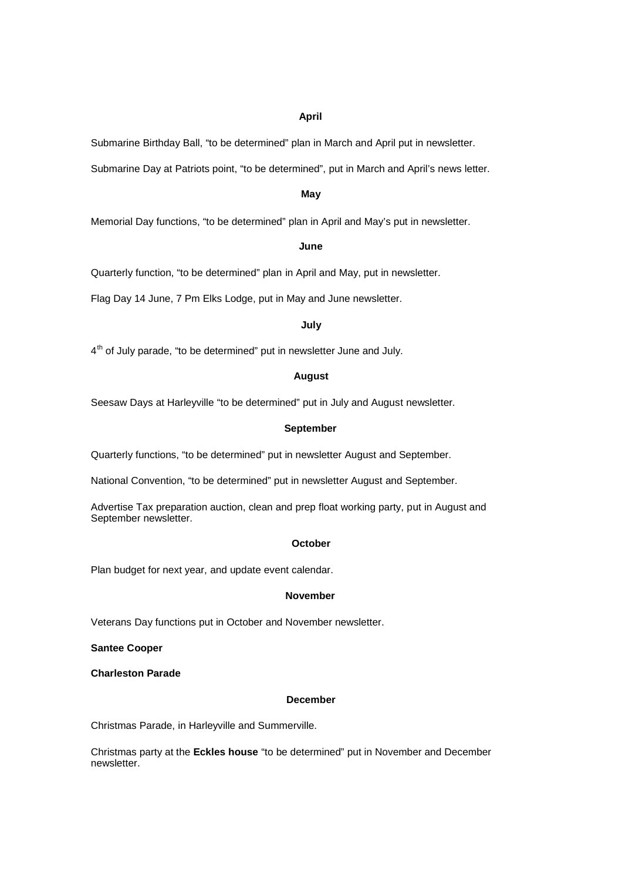**April**

Submarine Birthday Ball, “to be determined” plan in March and April put in newsletter.

Submarine Day at Patriots point, “to be determined”, put in March and April’s news letter.

**May**

Memorial Day functions, “to be determined” plan in April and May’s put in newsletter.

**June**

Quarterly function, “to be determined” plan in April and May, put in newsletter.

Flag Day 14 June, 7 Pm Elks Lodge, put in May and June newsletter.

**July**

4th of July parade, “to be determined” put in newsletter June and July.

**August**

Seesaw Days at Harleyville “to be determined” put in July and August newsletter.

**September**

Quarterly functions, “to be determined” put in newsletter August and September.

National Convention, “to be determined” put in newsletter August and September.

Advertise Tax preparation auction, clean and prep float working party, put in August and September newsletter.

**October**

Plan budget for next year, and update event calendar.

**November**

Veterans Day functions put in October and November newsletter.

**Santee Cooper**

**Charleston Parade**

**December**

Christmas Parade, in Harleyville and Summerville.

Christmas party at the **Eckles house** “to be determined” put in November and December newsletter.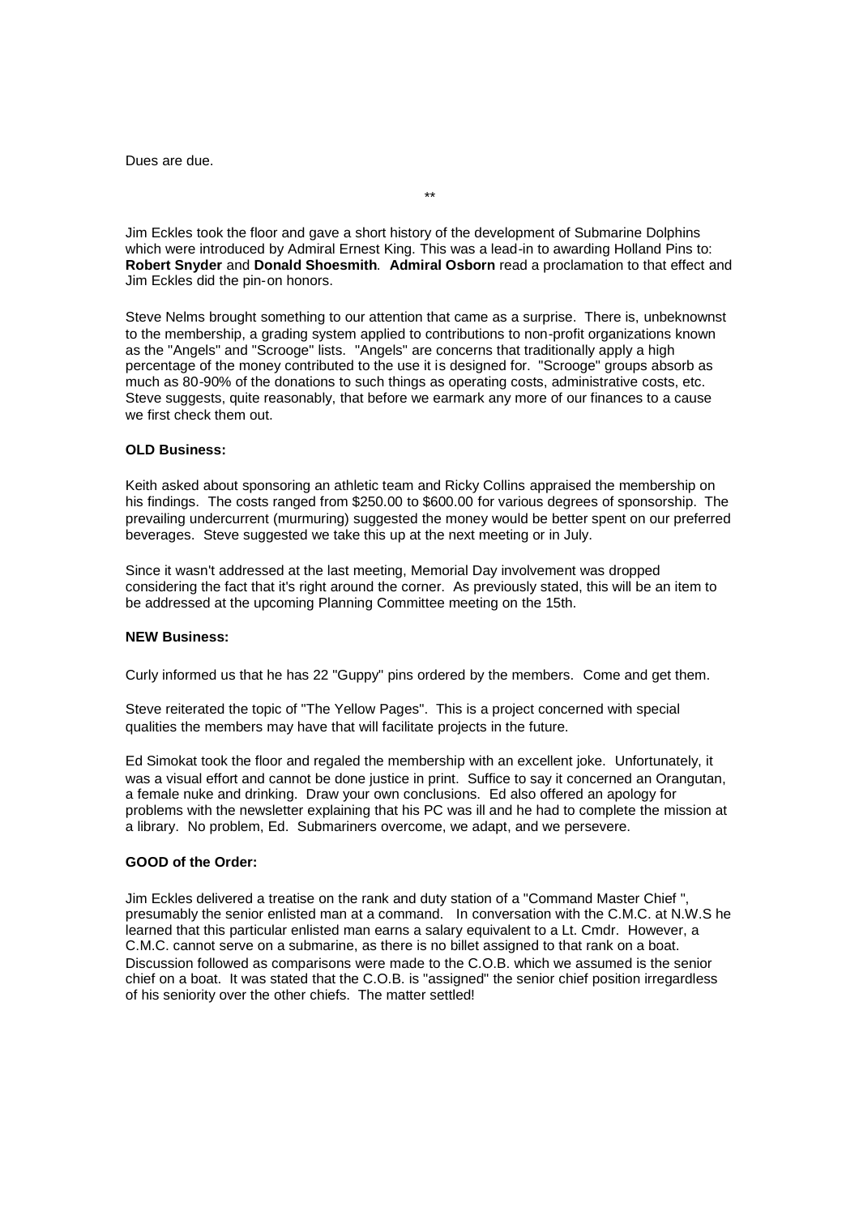Dues are due.

\*\*

Jim Eckles took the floor and gave a short history of the development of Submarine Dolphins which were introduced by Admiral Ernest King. This was a lead-in to awarding Holland Pins to: **Robert Snyder** and **Donald Shoesmith**. **Admiral Osborn** read a proclamation to that effect and Jim Eckles did the pin-on honors.

Steve Nelms brought something to our attention that came as a surprise. There is, unbeknownst to the membership, a grading system applied to contributions to non-profit organizations known as the "Angels" and "Scrooge" lists. "Angels" are concerns that traditionally apply a high percentage of the money contributed to the use it is designed for. "Scrooge" groups absorb as much as 80-90% of the donations to such things as operating costs, administrative costs, etc. Steve suggests, quite reasonably, that before we earmark any more of our finances to a cause we first check them out.

**OLD Business:**

Keith asked about sponsoring an athletic team and Ricky Collins appraised the membership on his findings. The costs ranged from $250.00 to $600.00 for various degrees of sponsorship. The prevailing undercurrent (murmuring) suggested the money would be better spent on our preferred beverages. Steve suggested we take this up at the next meeting or in July.

Since it wasn't addressed at the last meeting, Memorial Day involvement was dropped considering the fact that it's right around the corner. As previously stated, this will be an item to be addressed at the upcoming Planning Committee meeting on the 15th.

**NEW Business:**

Curly informed us that he has 22 "Guppy" pins ordered by the members. Come and get them.

Steve reiterated the topic of "The Yellow Pages". This is a project concerned with special qualities the members may have that will facilitate projects in the future.

Ed Simokat took the floor and regaled the membership with an excellent joke. Unfortunately, it was a visual effort and cannot be done justice in print. Suffice to say it concerned an Orangutan, a female nuke and drinking. Draw your own conclusions. Ed also offered an apology for problems with the newsletter explaining that his PC was ill and he had to complete the mission at a library. No problem, Ed. Submariners overcome, we adapt, and we persevere.

**GOOD of the Order:**

Jim Eckles delivered a treatise on the rank and duty station of a "Command Master Chief ", presumably the senior enlisted man at a command. In conversation with the C.M.C. at N.W.S he learned that this particular enlisted man earns a salary equivalent to a Lt. Cmdr. However, a C.M.C. cannot serve on a submarine, as there is no billet assigned to that rank on a boat. Discussion followed as comparisons were made to the C.O.B. which we assumed is the senior chief on a boat. It was stated that the C.O.B. is "assigned" the senior chief position irregardless of his seniority over the other chiefs. The matter settled!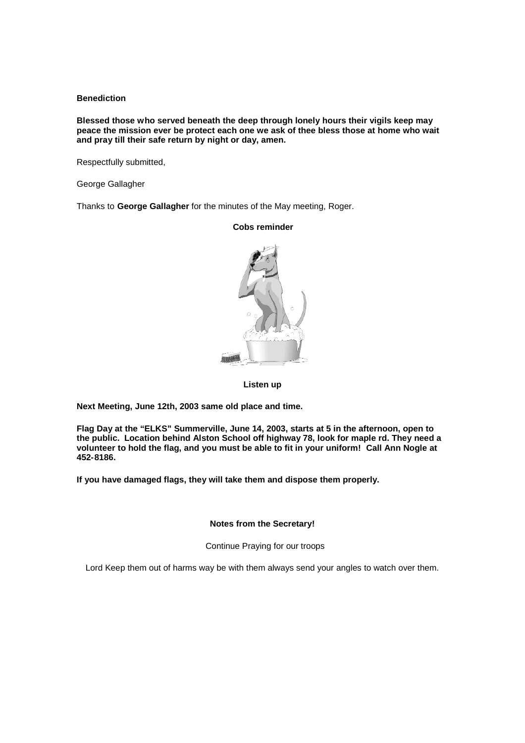**Benediction**

**Blessed those who served beneath the deep through lonely hours their vigils keep may peace the mission ever be protect each one we ask of thee bless those at home who wait and pray till their safe return by night or day, amen.**

Respectfully submitted,

George Gallagher

Thanks to **George Gallagher** for the minutes of the May meeting, Roger.

**Cobs reminder**

**Listen up**

**Next Meeting, June 12th, 2003 same old place and time.**

**Flag Day at the "ELKS" Summerville, June 14, 2003, starts at 5 in the afternoon, open to the public. Location behind Alston School off highway 78, look for maple rd. They need a volunteer to hold the flag, and you must be able to fit in your uniform! Call Ann Nogle at 452-8186.**

**If you have damaged flags, they will take them and dispose them properly.**

**Notes from the Secretary!**

Continue Praying for our troops

Lord Keep them out of harms way be with them always send your angles to watch over them.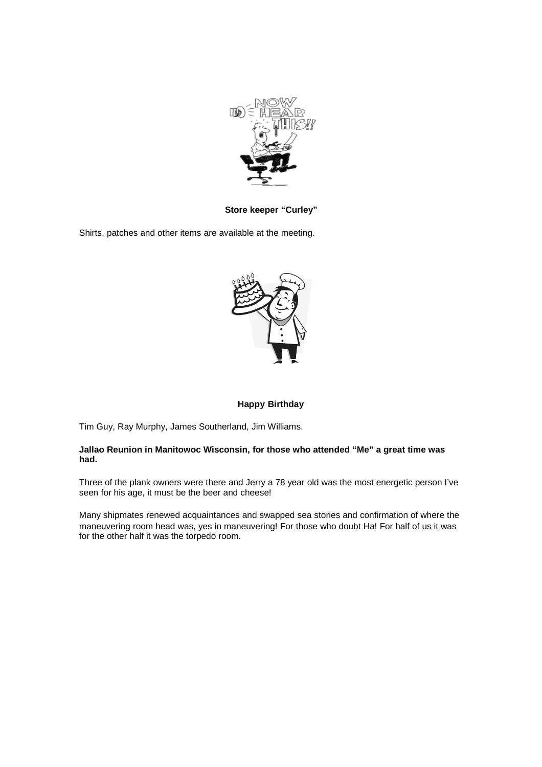**Store keeper "Curley"**

Shirts, patches and other items are available at the meeting.

**Happy Birthday**

Tim Guy, Ray Murphy, James Southerland, Jim Williams.

**Jallao Reunion in Manitowoc Wisconsin, for those who attended "Me" a great time was had.**

Three of the plank owners were there and Jerry a 78 year old was the most energetic person I've seen for his age, it must be the beer and cheese!

Many shipmates renewed acquaintances and swapped sea stories and confirmation of where the maneuvering room head was, yes in maneuvering! For those who doubt Ha! For half of us it was for the other half it was the torpedo room.